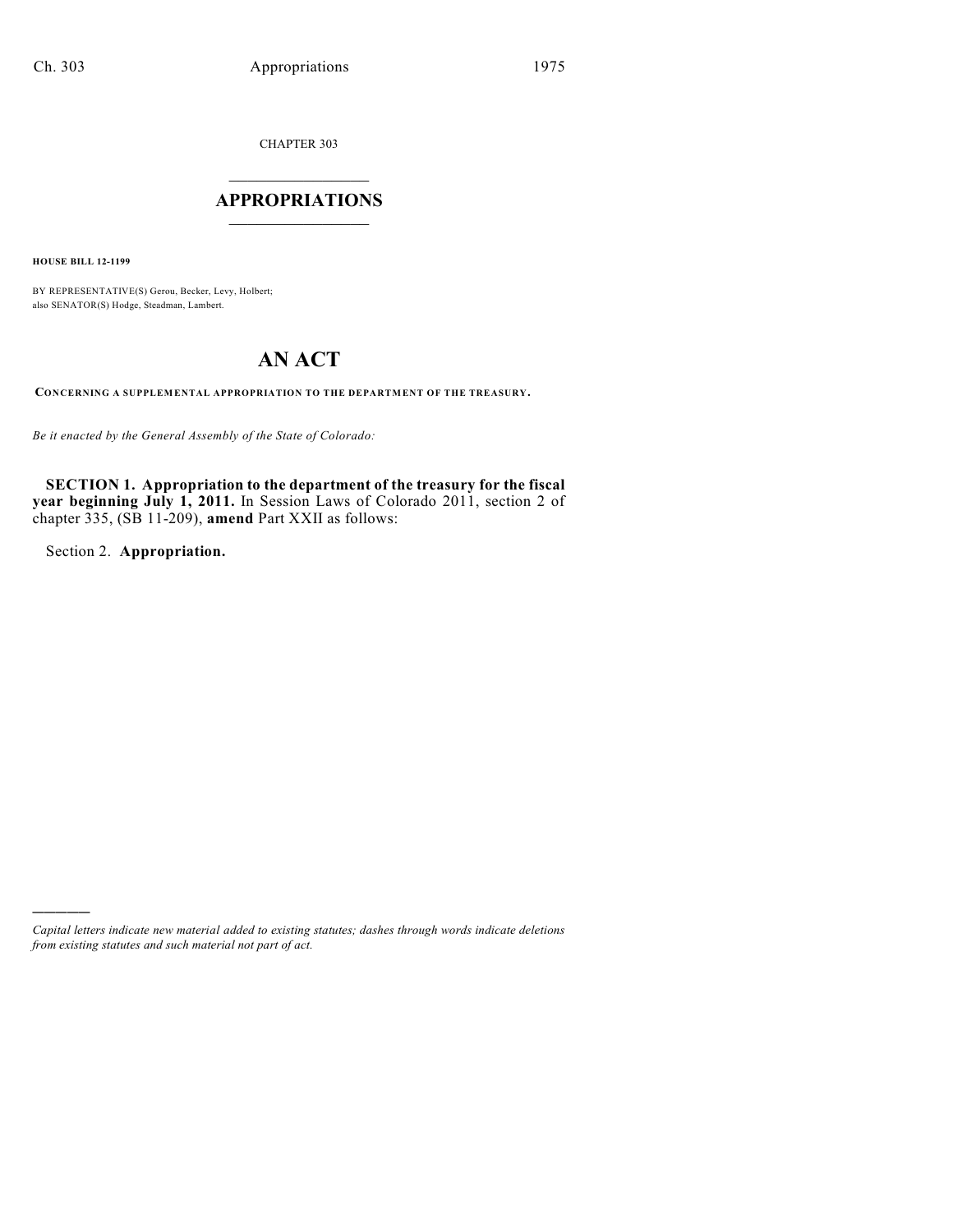CHAPTER 303

## APPROPRIATIONS

**HOUSE BILL 12-1199**

BY REPRESENTATIVE(S) Gerou, Becker, Levy, Holbert;
also SENATOR(S) Hodge, Steadman, Lambert.

# AN ACT

**CONCERNING A SUPPLEMENTAL APPROPRIATION TO THE DEPARTMENT OF THE TREASURY.**

*Be it enacted by the General Assembly of the State of Colorado:*

**SECTION 1. Appropriation to the department of the treasury for the fiscal year beginning July 1, 2011.** In Session Laws of Colorado 2011, section 2 of chapter 335, (SB 11-209), **amend** Part XXII as follows:

Section 2. **Appropriation.**

---

*Capital letters indicate new material added to existing statutes; dashes through words indicate deletions from existing statutes and such material not part of act.*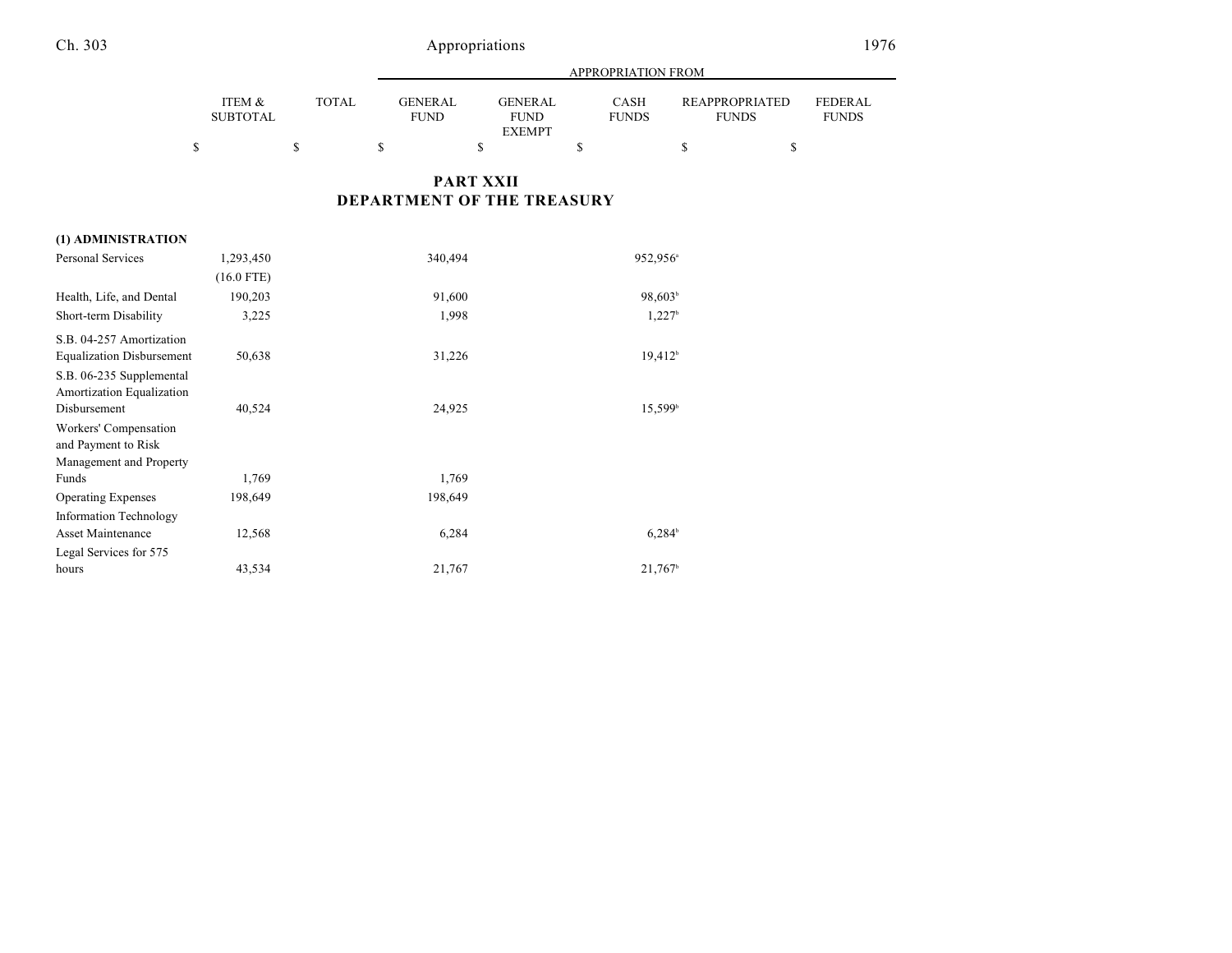## PART XXII
## DEPARTMENT OF THE TREASURY

| | ITEM & SUBTOTAL | TOTAL | APPROPRIATION FROM GENERAL FUND | GENERAL FUND EXEMPT | CASH FUNDS | REAPPROPRIATED FUNDS | FEDERAL FUNDS |
|---|---|---|---|---|---|---|---|
| | $ | $ | $ | $ | $ | $ | $ |
| **(1) ADMINISTRATION** | | | | | | | |
| Personal Services | 1,293,450 | | 340,494 | | 952,956[a] | | |
| | (16.0 FTE) | | | | | | |
| Health, Life, and Dental | 190,203 | | 91,600 | | 98,603[b] | | |
| Short-term Disability | 3,225 | | 1,998 | | 1,227[b] | | |
| S.B. 04-257 Amortization Equalization Disbursement | 50,638 | | 31,226 | | 19,412[b] | | |
| S.B. 06-235 Supplemental Amortization Equalization Disbursement | 40,524 | | 24,925 | | 15,599[b] | | |
| Workers' Compensation and Payment to Risk Management and Property Funds | 1,769 | | 1,769 | | | | |
| Operating Expenses | 198,649 | | 198,649 | | | | |
| Information Technology Asset Maintenance | 12,568 | | 6,284 | | 6,284[b] | | |
| Legal Services for 575 hours | 43,534 | | 21,767 | | 21,767[b] | | |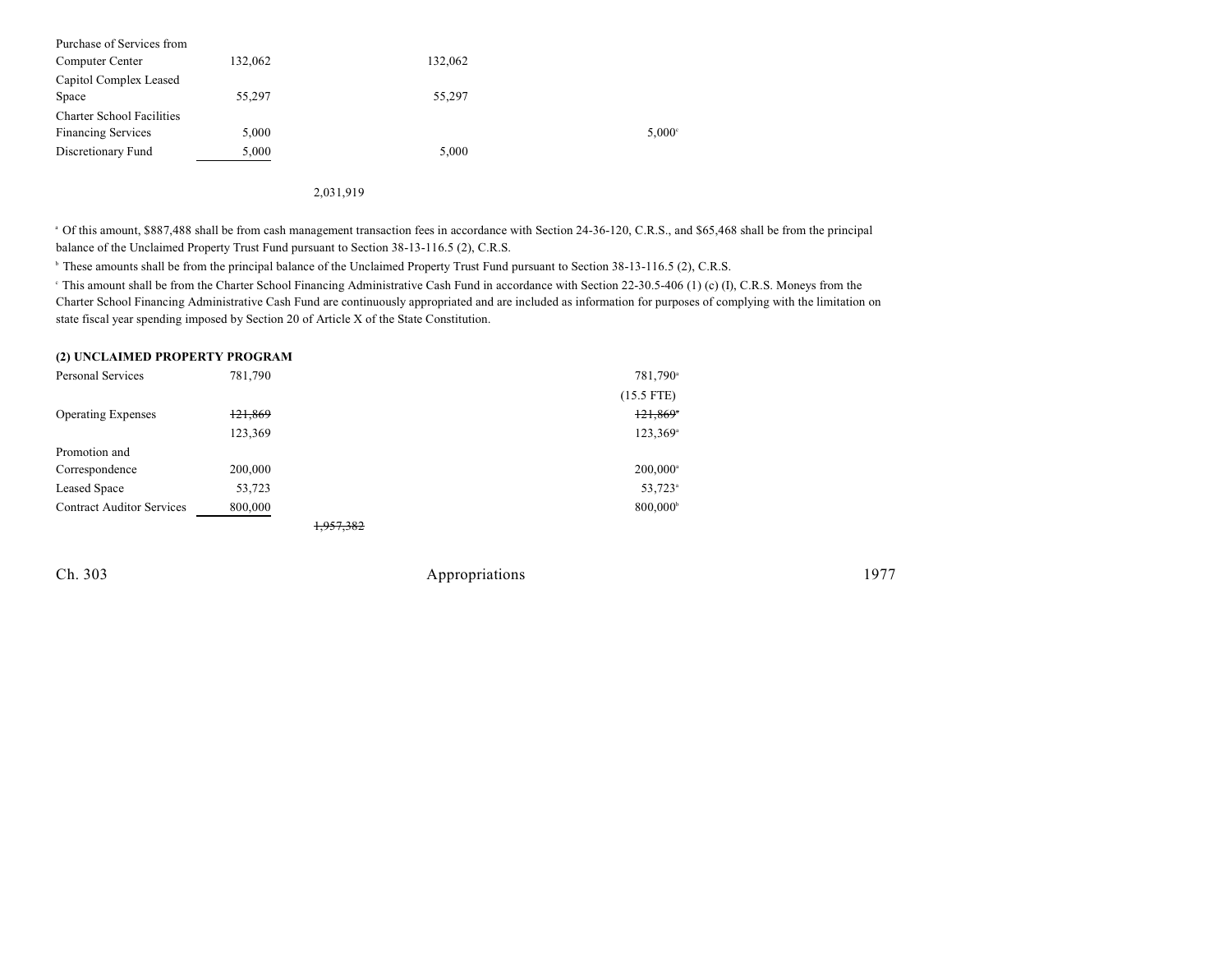| | | | | | |
|---|---|---|---|---|---|
| Purchase of Services from Computer Center | 132,062 | | 132,062 | | |
| Capitol Complex Leased Space | 55,297 | | 55,297 | | |
| Charter School Facilities Financing Services | 5,000 | | | 5,000[c] | |
| Discretionary Fund | 5,000 | | 5,000 | | |
| | | 2,031,919 | | | |

[a] Of this amount, $887,488 shall be from cash management transaction fees in accordance with Section 24-36-120, C.R.S., and $65,468 shall be from the principal balance of the Unclaimed Property Trust Fund pursuant to Section 38-13-116.5 (2), C.R.S.

[b] These amounts shall be from the principal balance of the Unclaimed Property Trust Fund pursuant to Section 38-13-116.5 (2), C.R.S.

[c] This amount shall be from the Charter School Financing Administrative Cash Fund in accordance with Section 22-30.5-406 (1) (c) (I), C.R.S. Moneys from the Charter School Financing Administrative Cash Fund are continuously appropriated and are included as information for purposes of complying with the limitation on state fiscal year spending imposed by Section 20 of Article X of the State Constitution.

**(2) UNCLAIMED PROPERTY PROGRAM**

| | | | | | |
|---|---|---|---|---|---|
| Personal Services | 781,790 | | | 781,790[a] | |
| | | | | (15.5 FTE) | |
| Operating Expenses | ~~121,869~~ | | | ~~121,869~~[a] | |
| | 123,369 | | | 123,369[a] | |
| Promotion and Correspondence | 200,000 | | | 200,000[a] | |
| Leased Space | 53,723 | | | 53,723[a] | |
| Contract Auditor Services | 800,000 | | | 800,000[b] | |
| | | ~~1,957,382~~ | | | |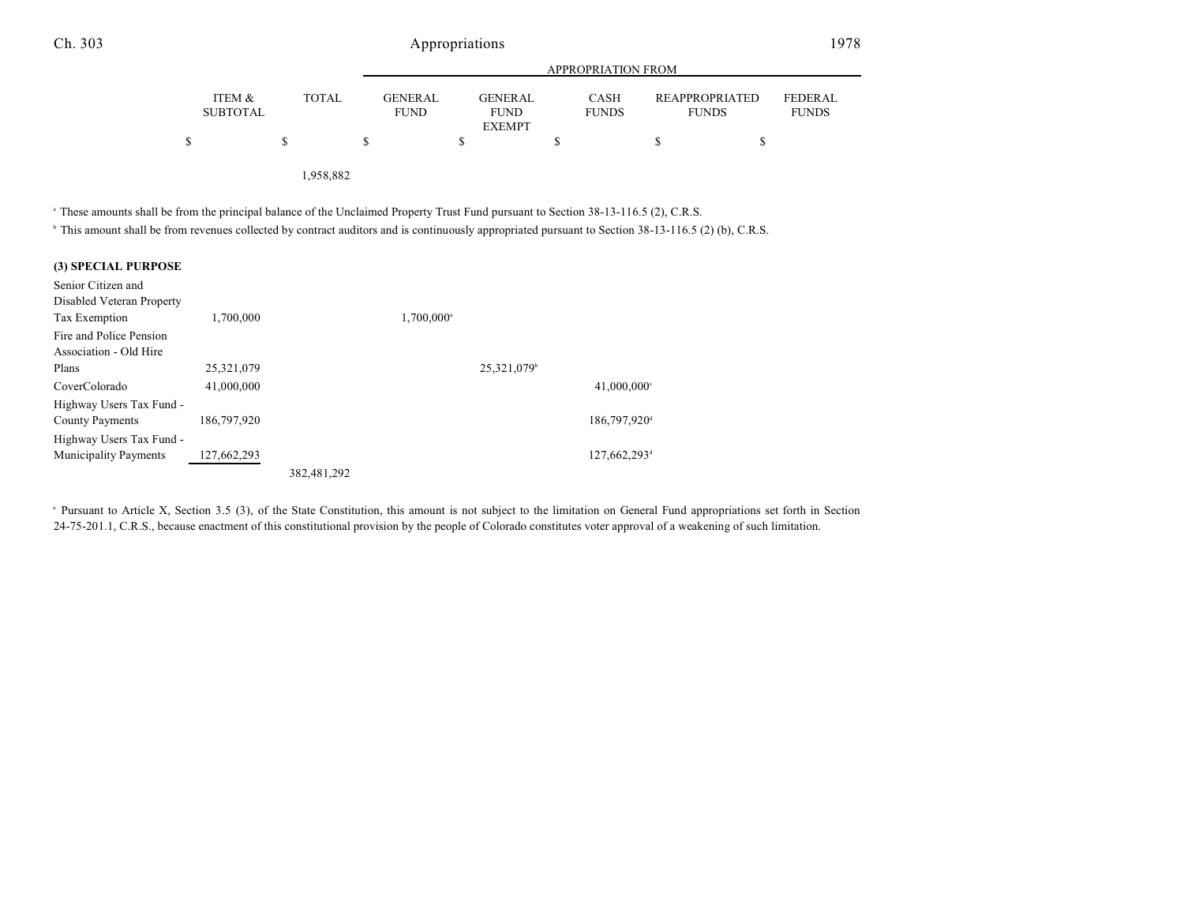| | ITEM & SUBTOTAL | TOTAL | APPROPRIATION FROM GENERAL FUND | GENERAL FUND EXEMPT | CASH FUNDS | REAPPROPRIATED FUNDS | FEDERAL FUNDS |
|---|---|---|---|---|---|---|---|
| | $ | $ | $ | $ | $ | $ | $ |
| | | 1,958,882 | | | | | |

[a] These amounts shall be from the principal balance of the Unclaimed Property Trust Fund pursuant to Section 38-13-116.5 (2), C.R.S.

[b] This amount shall be from revenues collected by contract auditors and is continuously appropriated pursuant to Section 38-13-116.5 (2) (b), C.R.S.

**(3) SPECIAL PURPOSE**

| | ITEM & SUBTOTAL | TOTAL | GENERAL FUND | GENERAL FUND EXEMPT | CASH FUNDS | REAPPROPRIATED FUNDS | FEDERAL FUNDS |
|---|---|---|---|---|---|---|---|
| Senior Citizen and Disabled Veteran Property Tax Exemption | 1,700,000 | | 1,700,000[a] | | | | |
| Fire and Police Pension Association - Old Hire Plans | 25,321,079 | | | 25,321,079[b] | | | |
| CoverColorado | 41,000,000 | | | | 41,000,000[c] | | |
| Highway Users Tax Fund - County Payments | 186,797,920 | | | | 186,797,920[d] | | |
| Highway Users Tax Fund - Municipality Payments | 127,662,293 | | | | 127,662,293[d] | | |
| | | 382,481,292 | | | | | |

[a] Pursuant to Article X, Section 3.5 (3), of the State Constitution, this amount is not subject to the limitation on General Fund appropriations set forth in Section 24-75-201.1, C.R.S., because enactment of this constitutional provision by the people of Colorado constitutes voter approval of a weakening of such limitation.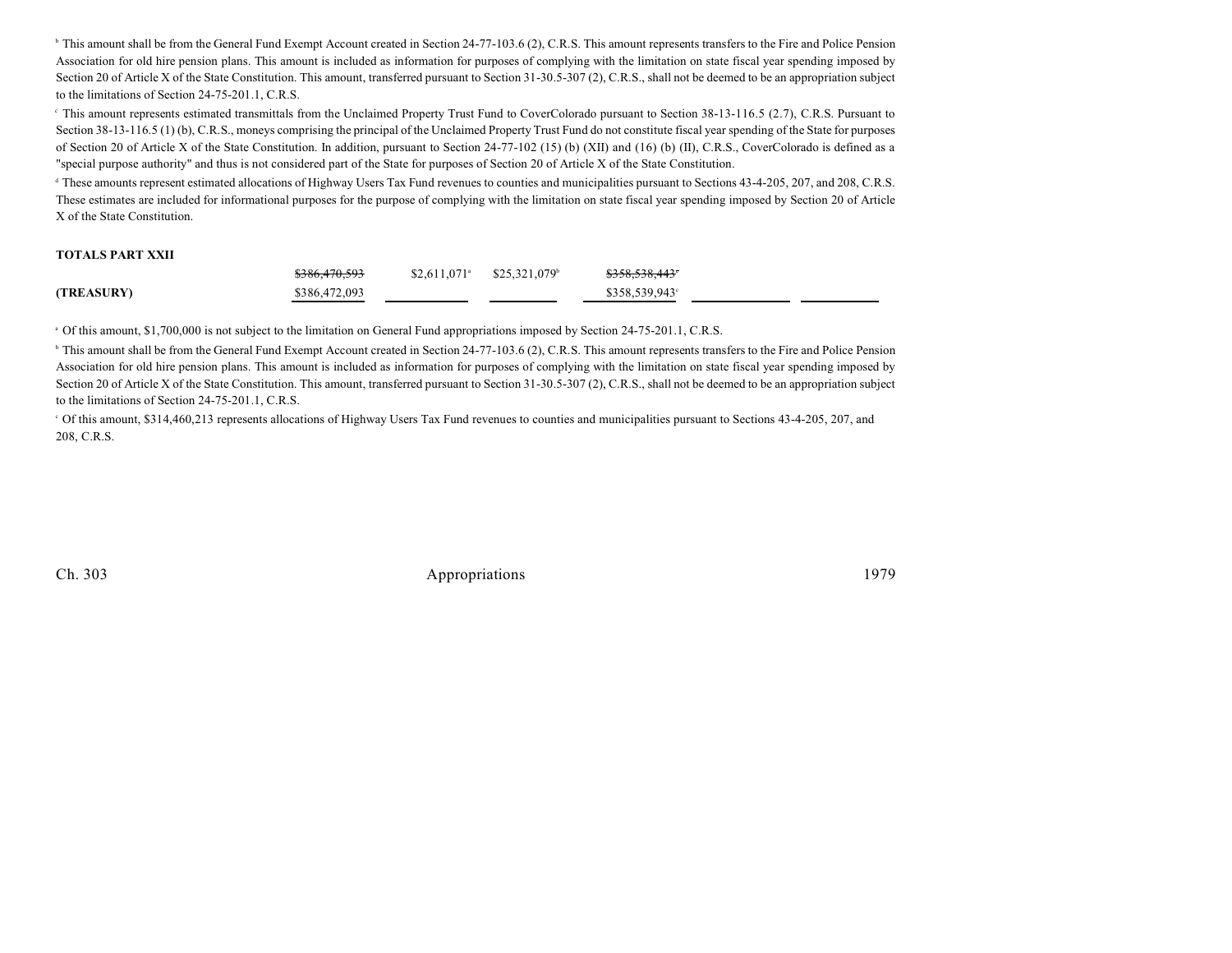[b] This amount shall be from the General Fund Exempt Account created in Section 24-77-103.6 (2), C.R.S. This amount represents transfers to the Fire and Police Pension Association for old hire pension plans. This amount is included as information for purposes of complying with the limitation on state fiscal year spending imposed by Section 20 of Article X of the State Constitution. This amount, transferred pursuant to Section 31-30.5-307 (2), C.R.S., shall not be deemed to be an appropriation subject to the limitations of Section 24-75-201.1, C.R.S.

[c] This amount represents estimated transmittals from the Unclaimed Property Trust Fund to CoverColorado pursuant to Section 38-13-116.5 (2.7), C.R.S. Pursuant to Section 38-13-116.5 (1) (b), C.R.S., moneys comprising the principal of the Unclaimed Property Trust Fund do not constitute fiscal year spending of the State for purposes of Section 20 of Article X of the State Constitution. In addition, pursuant to Section 24-77-102 (15) (b) (XII) and (16) (b) (II), C.R.S., CoverColorado is defined as a "special purpose authority" and thus is not considered part of the State for purposes of Section 20 of Article X of the State Constitution.

[d] These amounts represent estimated allocations of Highway Users Tax Fund revenues to counties and municipalities pursuant to Sections 43-4-205, 207, and 208, C.R.S. These estimates are included for informational purposes for the purpose of complying with the limitation on state fiscal year spending imposed by Section 20 of Article X of the State Constitution.

**TOTALS PART XXII**

| | | | | | | |
|---|---|---|---|---|---|---|
| | ~~$386,470,593~~ | $2,611,071[a] | $25,321,079[b] | ~~$358,538,443[c]~~ | | |
| **(TREASURY)** | $386,472,093 | | | $358,539,943[c] | | |

[a] Of this amount, $1,700,000 is not subject to the limitation on General Fund appropriations imposed by Section 24-75-201.1, C.R.S.

[b] This amount shall be from the General Fund Exempt Account created in Section 24-77-103.6 (2), C.R.S. This amount represents transfers to the Fire and Police Pension Association for old hire pension plans. This amount is included as information for purposes of complying with the limitation on state fiscal year spending imposed by Section 20 of Article X of the State Constitution. This amount, transferred pursuant to Section 31-30.5-307 (2), C.R.S., shall not be deemed to be an appropriation subject to the limitations of Section 24-75-201.1, C.R.S.

[c] Of this amount, $314,460,213 represents allocations of Highway Users Tax Fund revenues to counties and municipalities pursuant to Sections 43-4-205, 207, and 208, C.R.S.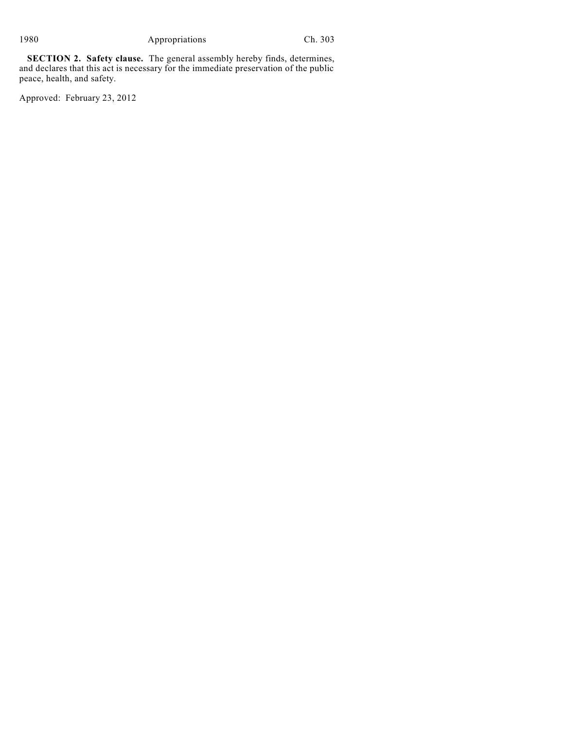**SECTION 2. Safety clause.** The general assembly hereby finds, determines, and declares that this act is necessary for the immediate preservation of the public peace, health, and safety.

Approved: February 23, 2012